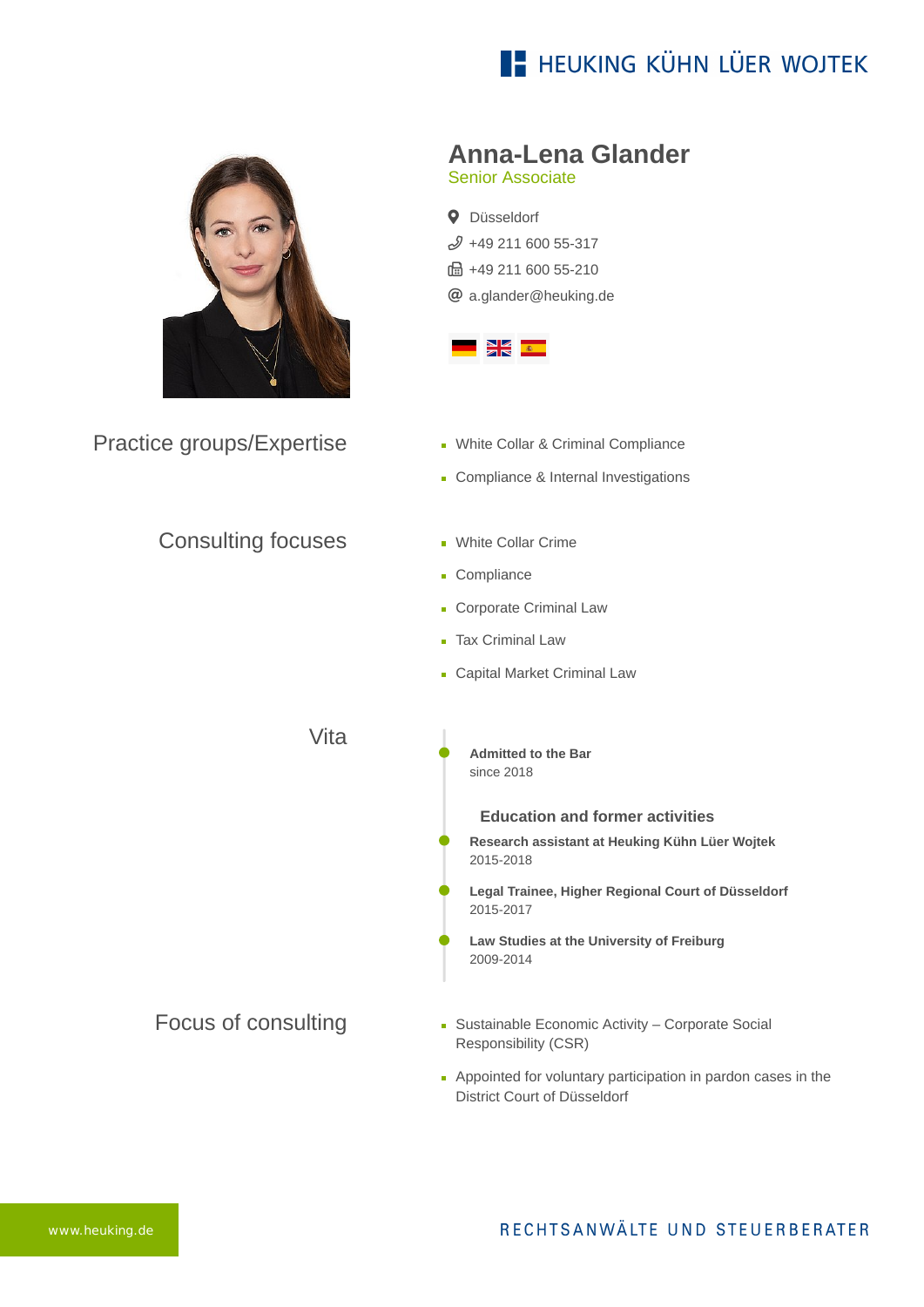# Anna-Lena Glander

Senior Associate

Düsseldorf
+49 211 600 55-317
+49 211 600 55-210
a.glander@heuking.de

## Practice groups/Expertise

- White Collar & Criminal Compliance
- Compliance & Internal Investigations

## Consulting focuses

- White Collar Crime
- Compliance
- Corporate Criminal Law
- Tax Criminal Law
- Capital Market Criminal Law

## Vita

**Admitted to the Bar**
since 2018

### Education and former activities

**Research assistant at Heuking Kühn Lüer Wojtek**
2015-2018

**Legal Trainee, Higher Regional Court of Düsseldorf**
2015-2017

**Law Studies at the University of Freiburg**
2009-2014

## Focus of consulting

- Sustainable Economic Activity – Corporate Social Responsibility (CSR)
- Appointed for voluntary participation in pardon cases in the District Court of Düsseldorf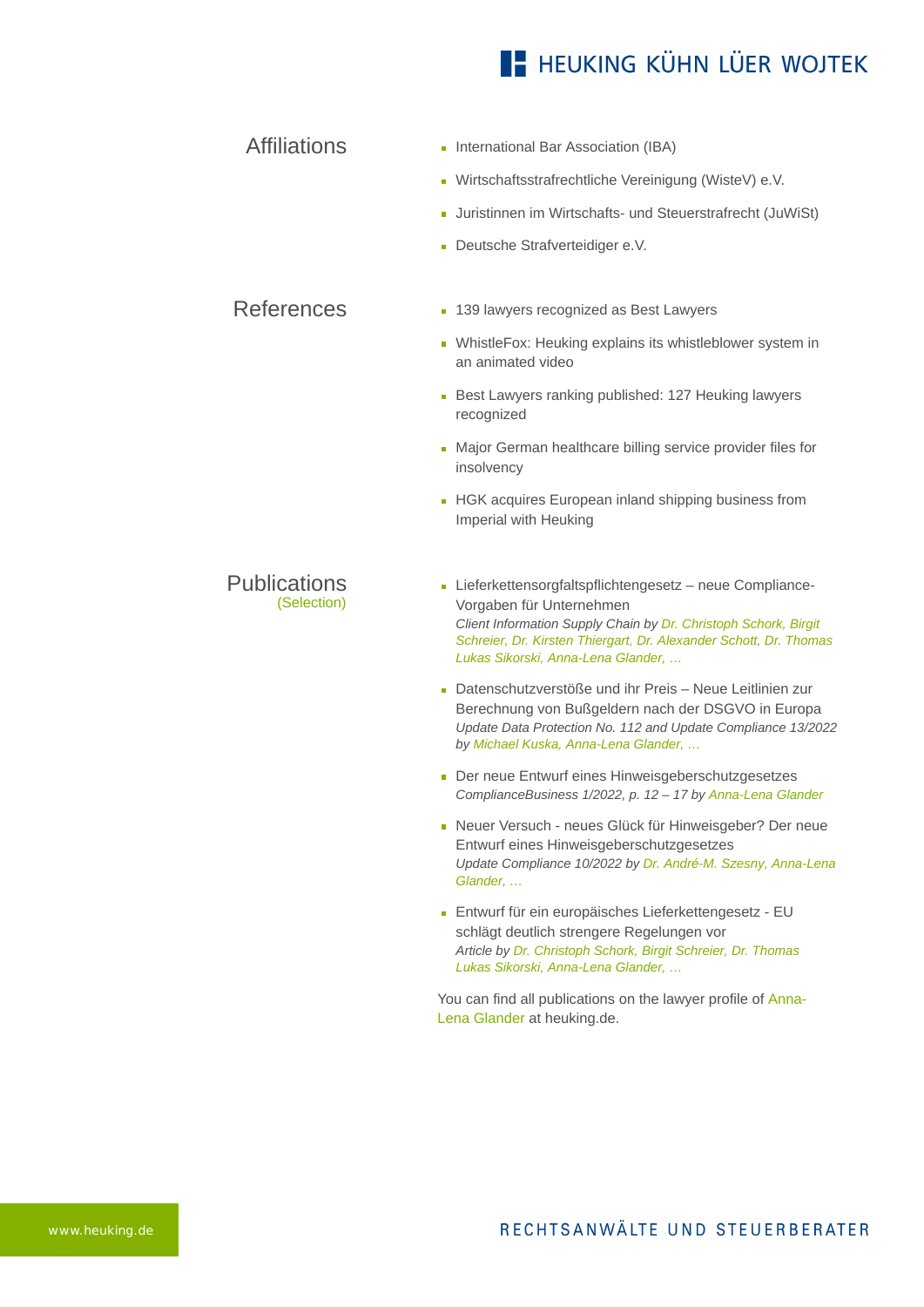## Affiliations

- International Bar Association (IBA)
- Wirtschaftsstrafrechtliche Vereinigung (WisteV) e.V.
- Juristinnen im Wirtschafts- und Steuerstrafrecht (JuWiSt)
- Deutsche Strafverteidiger e.V.

## References

- 139 lawyers recognized as Best Lawyers
- WhistleFox: Heuking explains its whistleblower system in an animated video
- Best Lawyers ranking published: 127 Heuking lawyers recognized
- Major German healthcare billing service provider files for insolvency
- HGK acquires European inland shipping business from Imperial with Heuking

## Publications
(Selection)

- Lieferkettensorgfaltspflichtengesetz – neue Compliance-Vorgaben für Unternehmen
  *Client Information Supply Chain by Dr. Christoph Schork, Birgit Schreier, Dr. Kirsten Thiergart, Dr. Alexander Schott, Dr. Thomas Lukas Sikorski, Anna-Lena Glander, ...*
- Datenschutzverstöße und ihr Preis – Neue Leitlinien zur Berechnung von Bußgeldern nach der DSGVO in Europa
  *Update Data Protection No. 112 and Update Compliance 13/2022 by Michael Kuska, Anna-Lena Glander, ...*
- Der neue Entwurf eines Hinweisgeberschutzgesetzes
  *ComplianceBusiness 1/2022, p. 12 – 17 by Anna-Lena Glander*
- Neuer Versuch - neues Glück für Hinweisgeber? Der neue Entwurf eines Hinweisgeberschutzgesetzes
  *Update Compliance 10/2022 by Dr. André-M. Szesny, Anna-Lena Glander, ...*
- Entwurf für ein europäisches Lieferkettengesetz - EU schlägt deutlich strengere Regelungen vor
  *Article by Dr. Christoph Schork, Birgit Schreier, Dr. Thomas Lukas Sikorski, Anna-Lena Glander, ...*

You can find all publications on the lawyer profile of Anna-Lena Glander at heuking.de.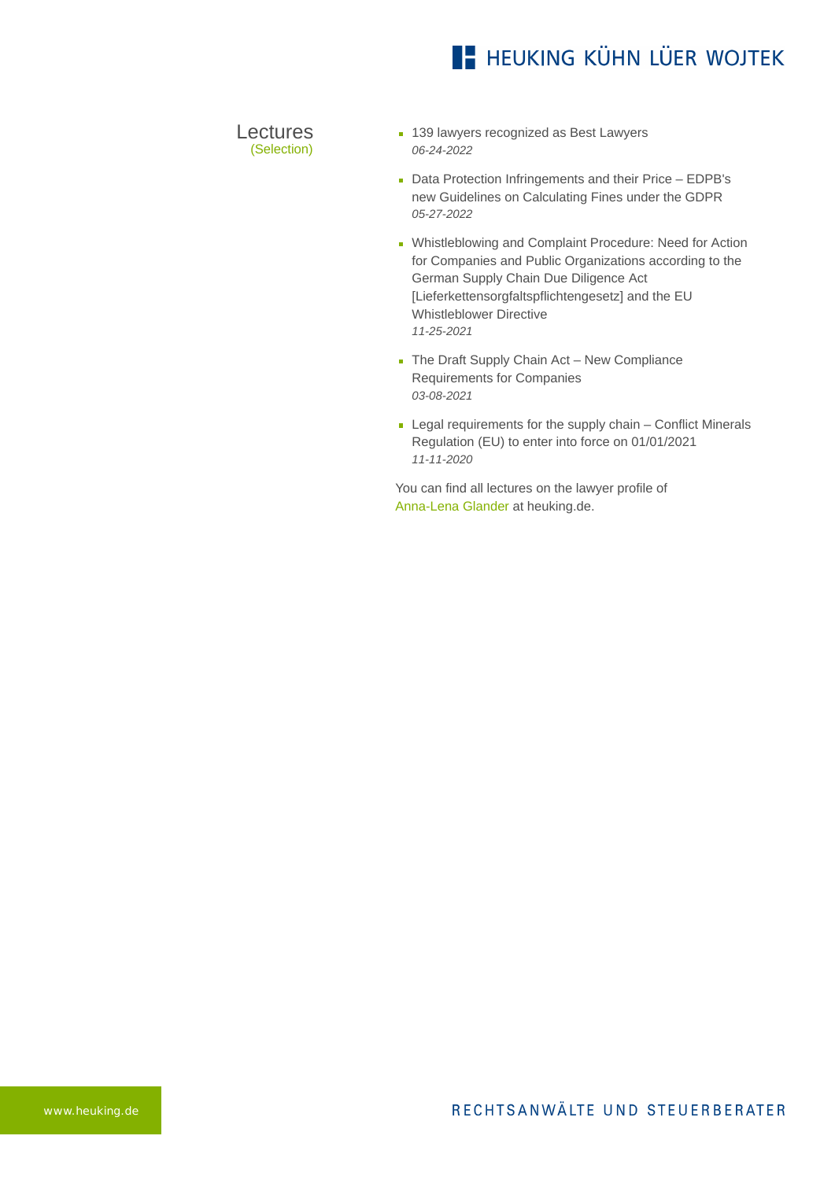## Lectures
(Selection)

- 139 lawyers recognized as Best Lawyers
  *06-24-2022*
- Data Protection Infringements and their Price – EDPB's new Guidelines on Calculating Fines under the GDPR
  *05-27-2022*
- Whistleblowing and Complaint Procedure: Need for Action for Companies and Public Organizations according to the German Supply Chain Due Diligence Act [Lieferkettensorgfaltspflichtengesetz] and the EU Whistleblower Directive
  *11-25-2021*
- The Draft Supply Chain Act – New Compliance Requirements for Companies
  *03-08-2021*
- Legal requirements for the supply chain – Conflict Minerals Regulation (EU) to enter into force on 01/01/2021
  *11-11-2020*

You can find all lectures on the lawyer profile of Anna-Lena Glander at heuking.de.